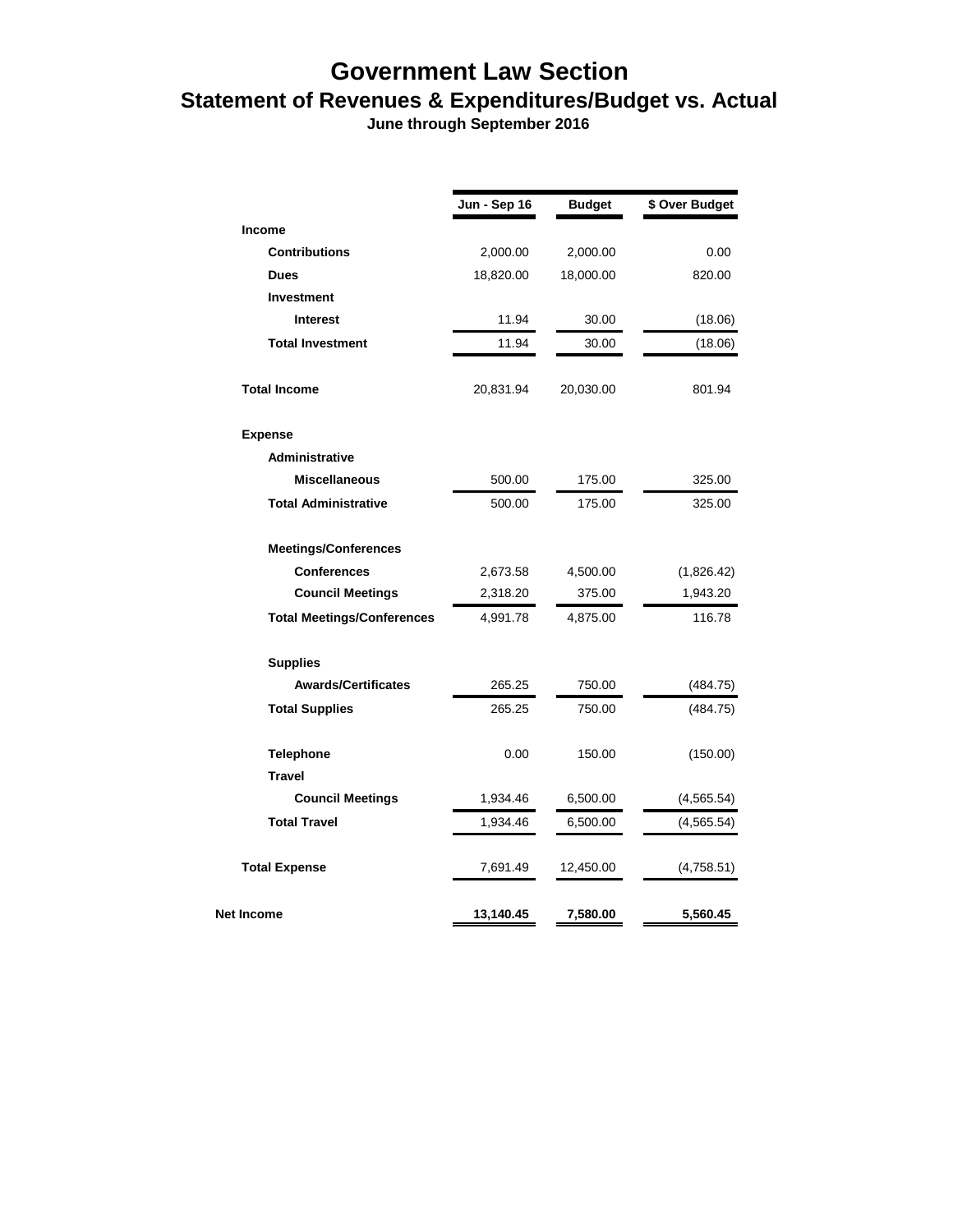# Government Law Section

## Statement of Revenues & Expenditures/Budget vs. Actual

**June through September 2016**

| | Jun - Sep 16 | Budget | $ Over Budget |
|---|---|---|---|
| **Income** | | | |
| **Contributions** | 2,000.00 | 2,000.00 | 0.00 |
| **Dues** | 18,820.00 | 18,000.00 | 820.00 |
| **Investment** | | | |
| **Interest** | 11.94 | 30.00 | (18.06) |
| **Total Investment** | 11.94 | 30.00 | (18.06) |
| **Total Income** | 20,831.94 | 20,030.00 | 801.94 |
| **Expense** | | | |
| **Administrative** | | | |
| **Miscellaneous** | 500.00 | 175.00 | 325.00 |
| **Total Administrative** | 500.00 | 175.00 | 325.00 |
| **Meetings/Conferences** | | | |
| **Conferences** | 2,673.58 | 4,500.00 | (1,826.42) |
| **Council Meetings** | 2,318.20 | 375.00 | 1,943.20 |
| **Total Meetings/Conferences** | 4,991.78 | 4,875.00 | 116.78 |
| **Supplies** | | | |
| **Awards/Certificates** | 265.25 | 750.00 | (484.75) |
| **Total Supplies** | 265.25 | 750.00 | (484.75) |
| **Telephone** | 0.00 | 150.00 | (150.00) |
| **Travel** | | | |
| **Council Meetings** | 1,934.46 | 6,500.00 | (4,565.54) |
| **Total Travel** | 1,934.46 | 6,500.00 | (4,565.54) |
| **Total Expense** | 7,691.49 | 12,450.00 | (4,758.51) |
| **Net Income** | **13,140.45** | **7,580.00** | **5,560.45** |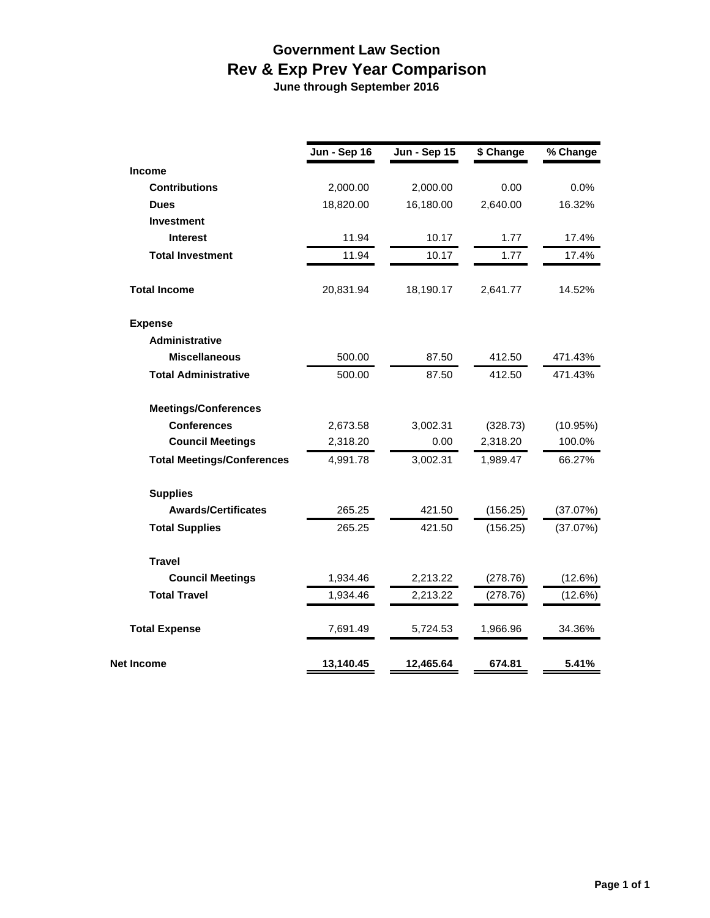# Government Law Section

## Rev & Exp Prev Year Comparison

**June through September 2016**

| | Jun - Sep 16 | Jun - Sep 15 | $ Change | % Change |
|---|---|---|---|---|
| **Income** | | | | |
| **Contributions** | 2,000.00 | 2,000.00 | 0.00 | 0.0% |
| **Dues** | 18,820.00 | 16,180.00 | 2,640.00 | 16.32% |
| **Investment** | | | | |
| **Interest** | 11.94 | 10.17 | 1.77 | 17.4% |
| **Total Investment** | 11.94 | 10.17 | 1.77 | 17.4% |
| **Total Income** | 20,831.94 | 18,190.17 | 2,641.77 | 14.52% |
| **Expense** | | | | |
| **Administrative** | | | | |
| **Miscellaneous** | 500.00 | 87.50 | 412.50 | 471.43% |
| **Total Administrative** | 500.00 | 87.50 | 412.50 | 471.43% |
| **Meetings/Conferences** | | | | |
| **Conferences** | 2,673.58 | 3,002.31 | (328.73) | (10.95%) |
| **Council Meetings** | 2,318.20 | 0.00 | 2,318.20 | 100.0% |
| **Total Meetings/Conferences** | 4,991.78 | 3,002.31 | 1,989.47 | 66.27% |
| **Supplies** | | | | |
| **Awards/Certificates** | 265.25 | 421.50 | (156.25) | (37.07%) |
| **Total Supplies** | 265.25 | 421.50 | (156.25) | (37.07%) |
| **Travel** | | | | |
| **Council Meetings** | 1,934.46 | 2,213.22 | (278.76) | (12.6%) |
| **Total Travel** | 1,934.46 | 2,213.22 | (278.76) | (12.6%) |
| **Total Expense** | 7,691.49 | 5,724.53 | 1,966.96 | 34.36% |
| **Net Income** | **13,140.45** | **12,465.64** | **674.81** | **5.41%** |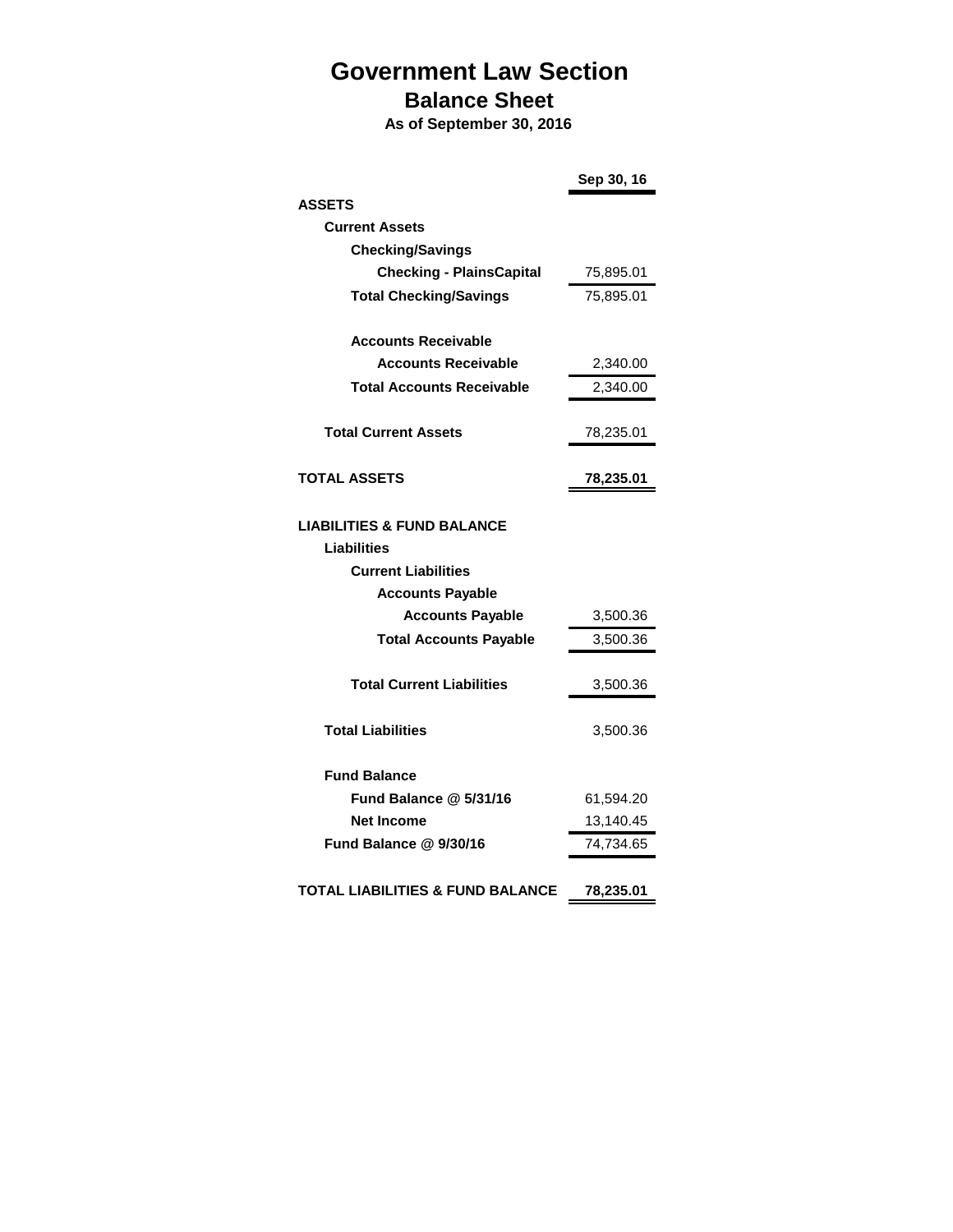# Government Law Section

## Balance Sheet

### As of September 30, 2016

| | Sep 30, 16 |
|---|---|
| **ASSETS** | |
| **Current Assets** | |
| **Checking/Savings** | |
| **Checking - PlainsCapital** | 75,895.01 |
| **Total Checking/Savings** | 75,895.01 |
| **Accounts Receivable** | |
| **Accounts Receivable** | 2,340.00 |
| **Total Accounts Receivable** | 2,340.00 |
| **Total Current Assets** | 78,235.01 |
| **TOTAL ASSETS** | **78,235.01** |
| **LIABILITIES & FUND BALANCE** | |
| **Liabilities** | |
| **Current Liabilities** | |
| **Accounts Payable** | |
| **Accounts Payable** | 3,500.36 |
| **Total Accounts Payable** | 3,500.36 |
| **Total Current Liabilities** | 3,500.36 |
| **Total Liabilities** | 3,500.36 |
| **Fund Balance** | |
| **Fund Balance @ 5/31/16** | 61,594.20 |
| **Net Income** | 13,140.45 |
| **Fund Balance @ 9/30/16** | 74,734.65 |
| **TOTAL LIABILITIES & FUND BALANCE** | **78,235.01** |